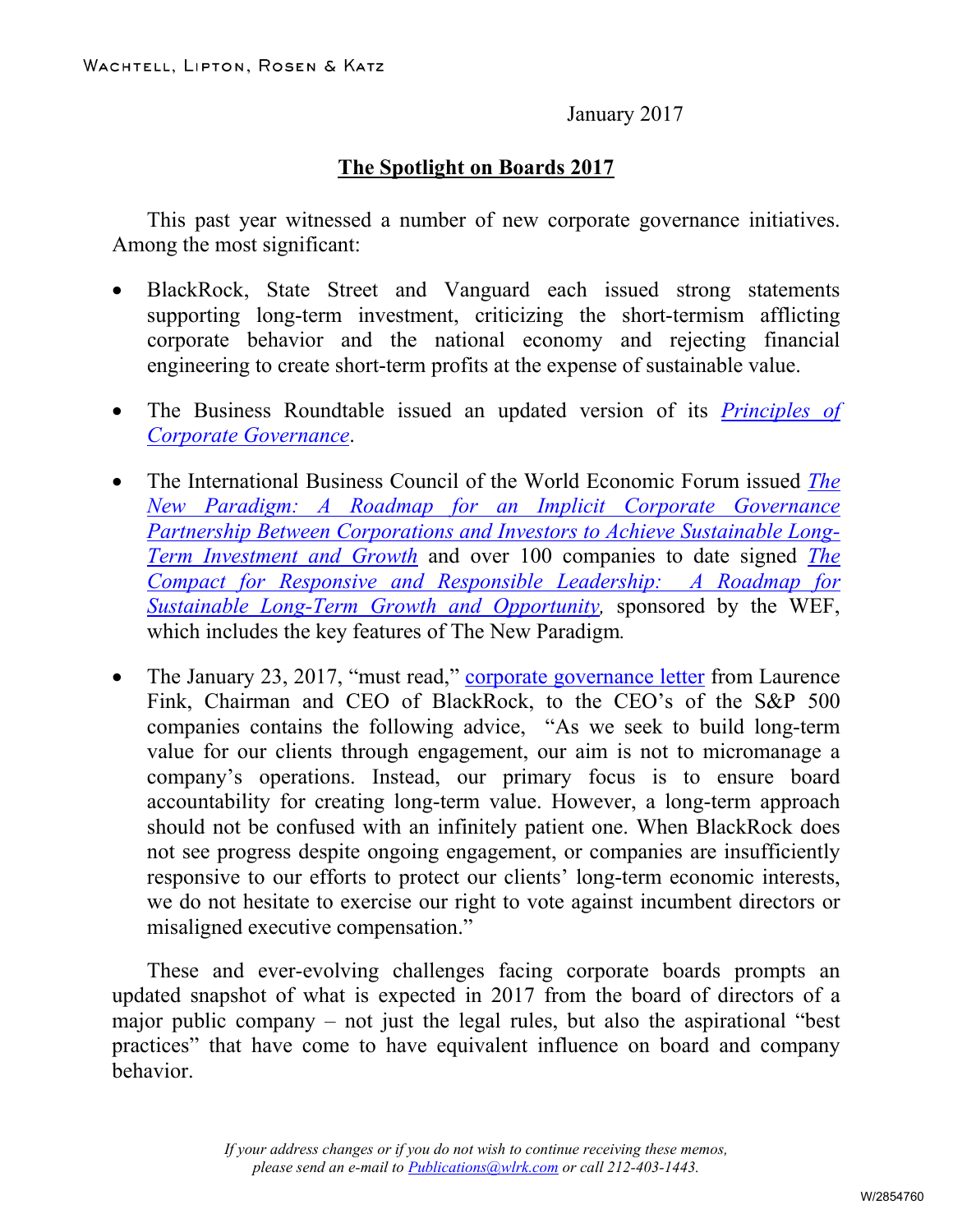WACHTELL, LIPTON, ROSEN & KATZ

January 2017

# The Spotlight on Boards 2017

This past year witnessed a number of new corporate governance initiatives. Among the most significant:

- BlackRock, State Street and Vanguard each issued strong statements supporting long-term investment, criticizing the short-termism afflicting corporate behavior and the national economy and rejecting financial engineering to create short-term profits at the expense of sustainable value.

- The Business Roundtable issued an updated version of its *Principles of Corporate Governance*.

- The International Business Council of the World Economic Forum issued *The New Paradigm: A Roadmap for an Implicit Corporate Governance Partnership Between Corporations and Investors to Achieve Sustainable Long-Term Investment and Growth* and over 100 companies to date signed *The Compact for Responsive and Responsible Leadership: A Roadmap for Sustainable Long-Term Growth and Opportunity*, sponsored by the WEF, which includes the key features of The New Paradigm.

- The January 23, 2017, "must read," corporate governance letter from Laurence Fink, Chairman and CEO of BlackRock, to the CEO's of the S&P 500 companies contains the following advice, "As we seek to build long-term value for our clients through engagement, our aim is not to micromanage a company's operations. Instead, our primary focus is to ensure board accountability for creating long-term value. However, a long-term approach should not be confused with an infinitely patient one. When BlackRock does not see progress despite ongoing engagement, or companies are insufficiently responsive to our efforts to protect our clients' long-term economic interests, we do not hesitate to exercise our right to vote against incumbent directors or misaligned executive compensation."

These and ever-evolving challenges facing corporate boards prompts an updated snapshot of what is expected in 2017 from the board of directors of a major public company – not just the legal rules, but also the aspirational "best practices" that have come to have equivalent influence on board and company behavior.

*If your address changes or if you do not wish to continue receiving these memos, please send an e-mail to Publications@wlrk.com or call 212-403-1443.*

W/2854760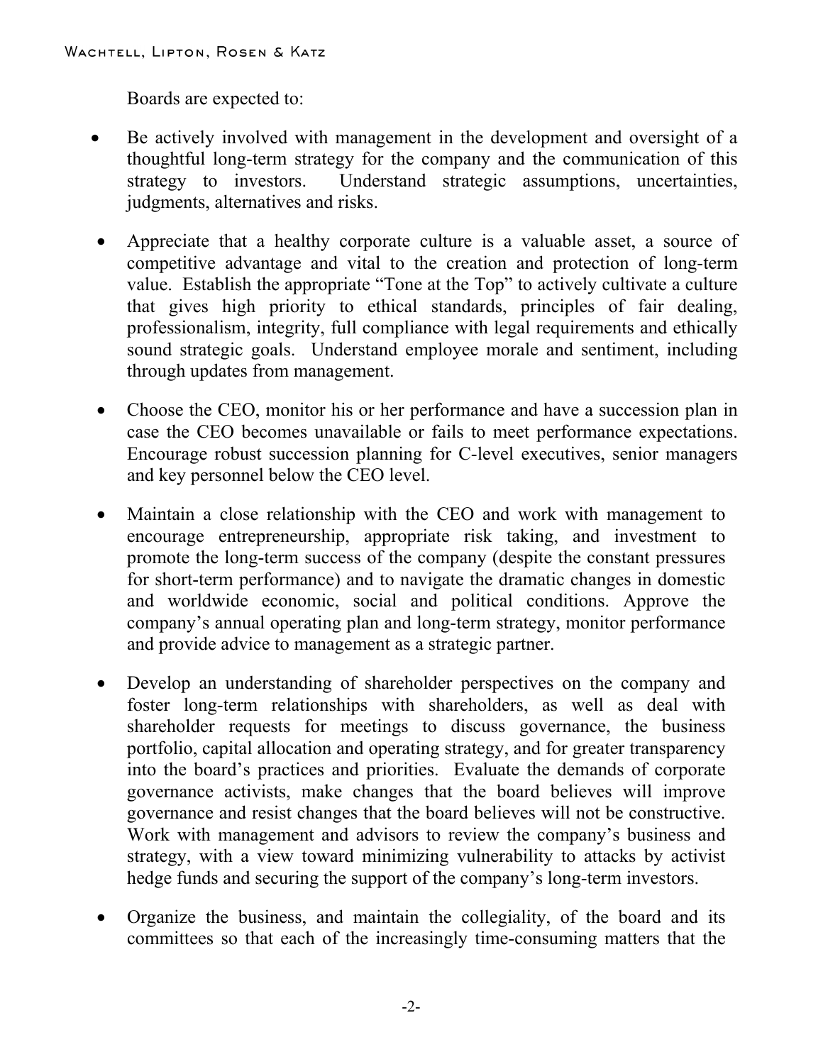Boards are expected to:

- Be actively involved with management in the development and oversight of a thoughtful long-term strategy for the company and the communication of this strategy to investors. Understand strategic assumptions, uncertainties, judgments, alternatives and risks.
- Appreciate that a healthy corporate culture is a valuable asset, a source of competitive advantage and vital to the creation and protection of long-term value. Establish the appropriate "Tone at the Top" to actively cultivate a culture that gives high priority to ethical standards, principles of fair dealing, professionalism, integrity, full compliance with legal requirements and ethically sound strategic goals. Understand employee morale and sentiment, including through updates from management.
- Choose the CEO, monitor his or her performance and have a succession plan in case the CEO becomes unavailable or fails to meet performance expectations. Encourage robust succession planning for C-level executives, senior managers and key personnel below the CEO level.
- Maintain a close relationship with the CEO and work with management to encourage entrepreneurship, appropriate risk taking, and investment to promote the long-term success of the company (despite the constant pressures for short-term performance) and to navigate the dramatic changes in domestic and worldwide economic, social and political conditions. Approve the company's annual operating plan and long-term strategy, monitor performance and provide advice to management as a strategic partner.
- Develop an understanding of shareholder perspectives on the company and foster long-term relationships with shareholders, as well as deal with shareholder requests for meetings to discuss governance, the business portfolio, capital allocation and operating strategy, and for greater transparency into the board's practices and priorities. Evaluate the demands of corporate governance activists, make changes that the board believes will improve governance and resist changes that the board believes will not be constructive. Work with management and advisors to review the company's business and strategy, with a view toward minimizing vulnerability to attacks by activist hedge funds and securing the support of the company's long-term investors.
- Organize the business, and maintain the collegiality, of the board and its committees so that each of the increasingly time-consuming matters that the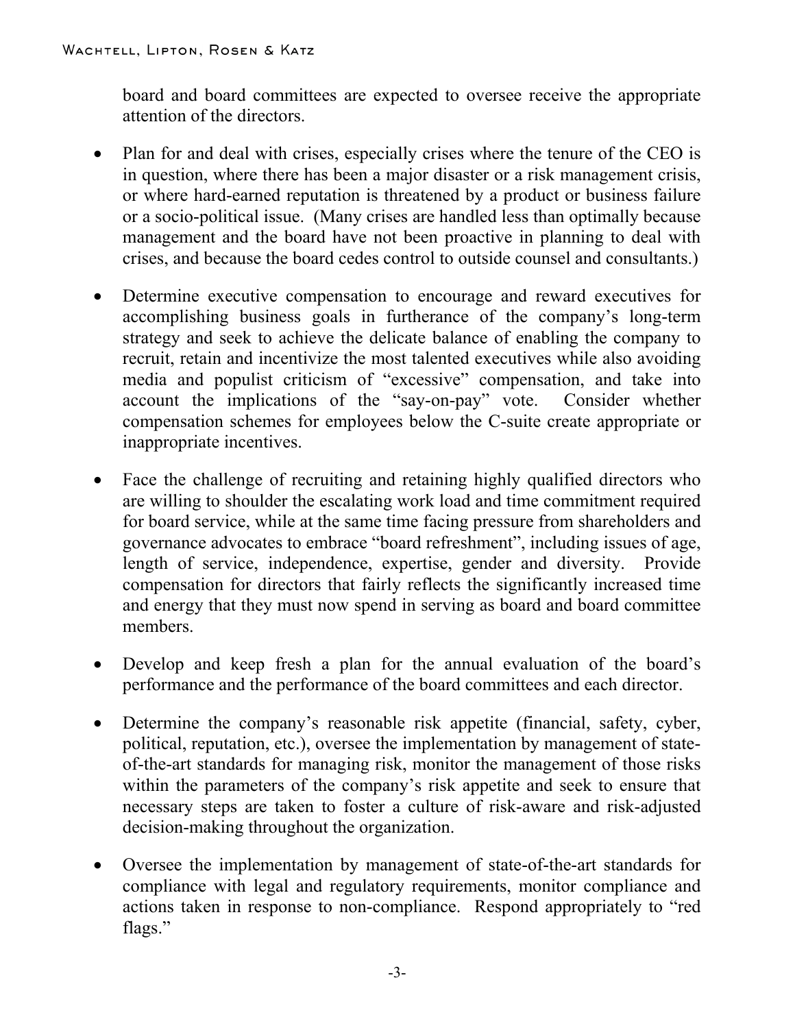board and board committees are expected to oversee receive the appropriate attention of the directors.

- Plan for and deal with crises, especially crises where the tenure of the CEO is in question, where there has been a major disaster or a risk management crisis, or where hard-earned reputation is threatened by a product or business failure or a socio-political issue. (Many crises are handled less than optimally because management and the board have not been proactive in planning to deal with crises, and because the board cedes control to outside counsel and consultants.)

- Determine executive compensation to encourage and reward executives for accomplishing business goals in furtherance of the company's long-term strategy and seek to achieve the delicate balance of enabling the company to recruit, retain and incentivize the most talented executives while also avoiding media and populist criticism of "excessive" compensation, and take into account the implications of the "say-on-pay" vote. Consider whether compensation schemes for employees below the C-suite create appropriate or inappropriate incentives.

- Face the challenge of recruiting and retaining highly qualified directors who are willing to shoulder the escalating work load and time commitment required for board service, while at the same time facing pressure from shareholders and governance advocates to embrace "board refreshment", including issues of age, length of service, independence, expertise, gender and diversity. Provide compensation for directors that fairly reflects the significantly increased time and energy that they must now spend in serving as board and board committee members.

- Develop and keep fresh a plan for the annual evaluation of the board's performance and the performance of the board committees and each director.

- Determine the company's reasonable risk appetite (financial, safety, cyber, political, reputation, etc.), oversee the implementation by management of state-of-the-art standards for managing risk, monitor the management of those risks within the parameters of the company's risk appetite and seek to ensure that necessary steps are taken to foster a culture of risk-aware and risk-adjusted decision-making throughout the organization.

- Oversee the implementation by management of state-of-the-art standards for compliance with legal and regulatory requirements, monitor compliance and actions taken in response to non-compliance. Respond appropriately to "red flags."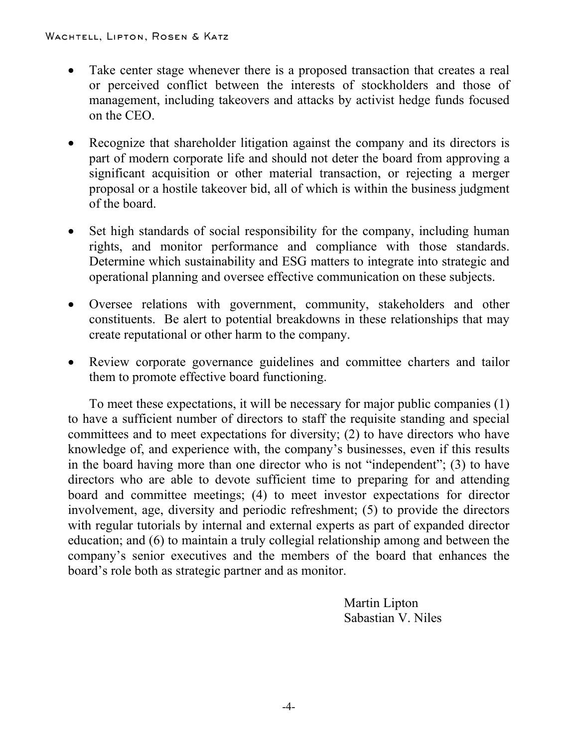- Take center stage whenever there is a proposed transaction that creates a real or perceived conflict between the interests of stockholders and those of management, including takeovers and attacks by activist hedge funds focused on the CEO.

- Recognize that shareholder litigation against the company and its directors is part of modern corporate life and should not deter the board from approving a significant acquisition or other material transaction, or rejecting a merger proposal or a hostile takeover bid, all of which is within the business judgment of the board.

- Set high standards of social responsibility for the company, including human rights, and monitor performance and compliance with those standards. Determine which sustainability and ESG matters to integrate into strategic and operational planning and oversee effective communication on these subjects.

- Oversee relations with government, community, stakeholders and other constituents. Be alert to potential breakdowns in these relationships that may create reputational or other harm to the company.

- Review corporate governance guidelines and committee charters and tailor them to promote effective board functioning.

To meet these expectations, it will be necessary for major public companies (1) to have a sufficient number of directors to staff the requisite standing and special committees and to meet expectations for diversity; (2) to have directors who have knowledge of, and experience with, the company's businesses, even if this results in the board having more than one director who is not "independent"; (3) to have directors who are able to devote sufficient time to preparing for and attending board and committee meetings; (4) to meet investor expectations for director involvement, age, diversity and periodic refreshment; (5) to provide the directors with regular tutorials by internal and external experts as part of expanded director education; and (6) to maintain a truly collegial relationship among and between the company's senior executives and the members of the board that enhances the board's role both as strategic partner and as monitor.

Martin Lipton
Sabastian V. Niles